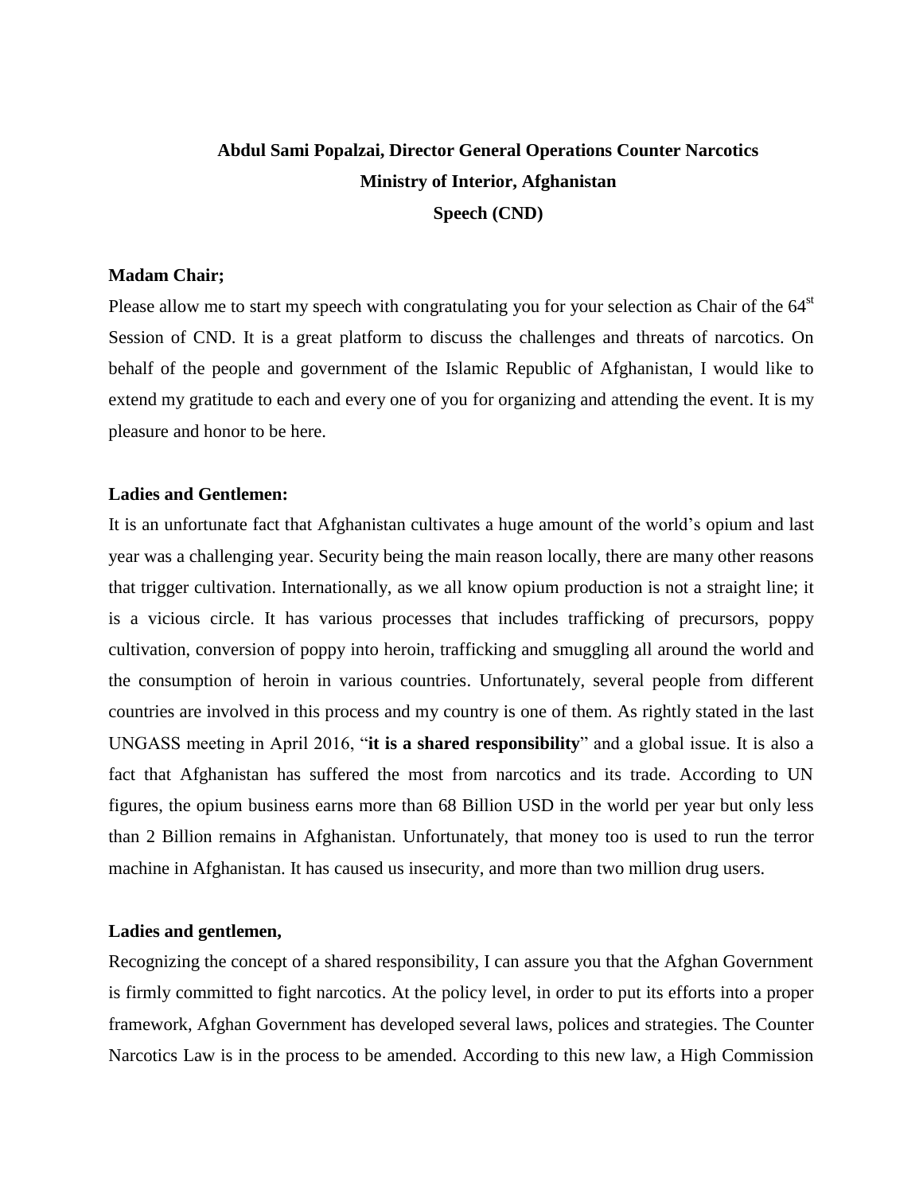**Abdul Sami Popalzai, Director General Operations Counter Narcotics**
**Ministry of Interior, Afghanistan**
**Speech (CND)**

**Madam Chair;**

Please allow me to start my speech with congratulating you for your selection as Chair of the 64st Session of CND. It is a great platform to discuss the challenges and threats of narcotics. On behalf of the people and government of the Islamic Republic of Afghanistan, I would like to extend my gratitude to each and every one of you for organizing and attending the event. It is my pleasure and honor to be here.

**Ladies and Gentlemen:**

It is an unfortunate fact that Afghanistan cultivates a huge amount of the world's opium and last year was a challenging year. Security being the main reason locally, there are many other reasons that trigger cultivation. Internationally, as we all know opium production is not a straight line; it is a vicious circle. It has various processes that includes trafficking of precursors, poppy cultivation, conversion of poppy into heroin, trafficking and smuggling all around the world and the consumption of heroin in various countries. Unfortunately, several people from different countries are involved in this process and my country is one of them. As rightly stated in the last UNGASS meeting in April 2016, "**it is a shared responsibility**" and a global issue. It is also a fact that Afghanistan has suffered the most from narcotics and its trade. According to UN figures, the opium business earns more than 68 Billion USD in the world per year but only less than 2 Billion remains in Afghanistan. Unfortunately, that money too is used to run the terror machine in Afghanistan. It has caused us insecurity, and more than two million drug users.

**Ladies and gentlemen,**

Recognizing the concept of a shared responsibility, I can assure you that the Afghan Government is firmly committed to fight narcotics. At the policy level, in order to put its efforts into a proper framework, Afghan Government has developed several laws, polices and strategies. The Counter Narcotics Law is in the process to be amended. According to this new law, a High Commission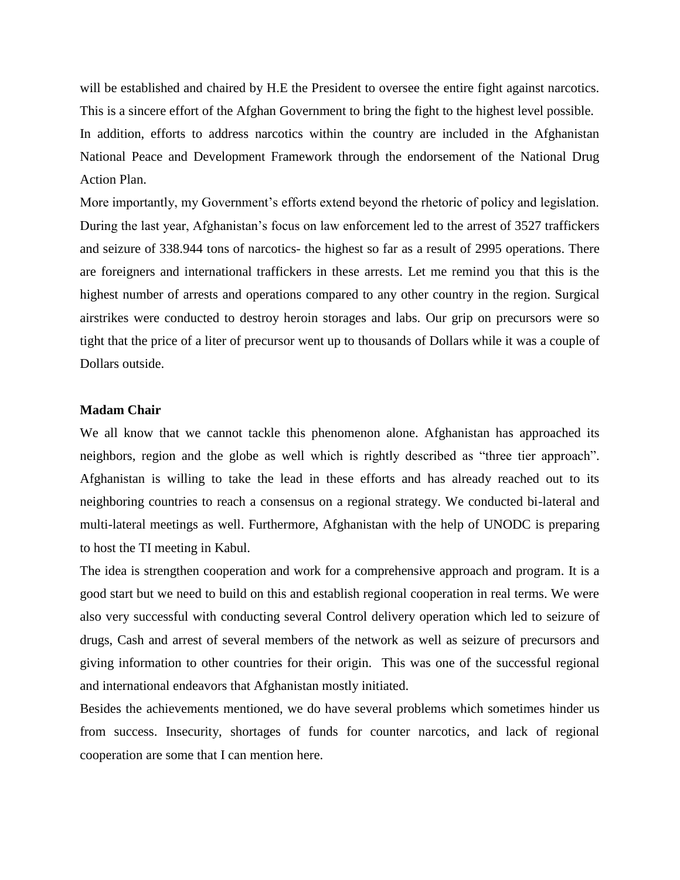will be established and chaired by H.E the President to oversee the entire fight against narcotics. This is a sincere effort of the Afghan Government to bring the fight to the highest level possible.

In addition, efforts to address narcotics within the country are included in the Afghanistan National Peace and Development Framework through the endorsement of the National Drug Action Plan.

More importantly, my Government's efforts extend beyond the rhetoric of policy and legislation. During the last year, Afghanistan's focus on law enforcement led to the arrest of 3527 traffickers and seizure of 338.944 tons of narcotics- the highest so far as a result of 2995 operations. There are foreigners and international traffickers in these arrests. Let me remind you that this is the highest number of arrests and operations compared to any other country in the region. Surgical airstrikes were conducted to destroy heroin storages and labs. Our grip on precursors were so tight that the price of a liter of precursor went up to thousands of Dollars while it was a couple of Dollars outside.

**Madam Chair**

We all know that we cannot tackle this phenomenon alone. Afghanistan has approached its neighbors, region and the globe as well which is rightly described as "three tier approach". Afghanistan is willing to take the lead in these efforts and has already reached out to its neighboring countries to reach a consensus on a regional strategy. We conducted bi-lateral and multi-lateral meetings as well. Furthermore, Afghanistan with the help of UNODC is preparing to host the TI meeting in Kabul.

The idea is strengthen cooperation and work for a comprehensive approach and program. It is a good start but we need to build on this and establish regional cooperation in real terms. We were also very successful with conducting several Control delivery operation which led to seizure of drugs, Cash and arrest of several members of the network as well as seizure of precursors and giving information to other countries for their origin. This was one of the successful regional and international endeavors that Afghanistan mostly initiated.

Besides the achievements mentioned, we do have several problems which sometimes hinder us from success. Insecurity, shortages of funds for counter narcotics, and lack of regional cooperation are some that I can mention here.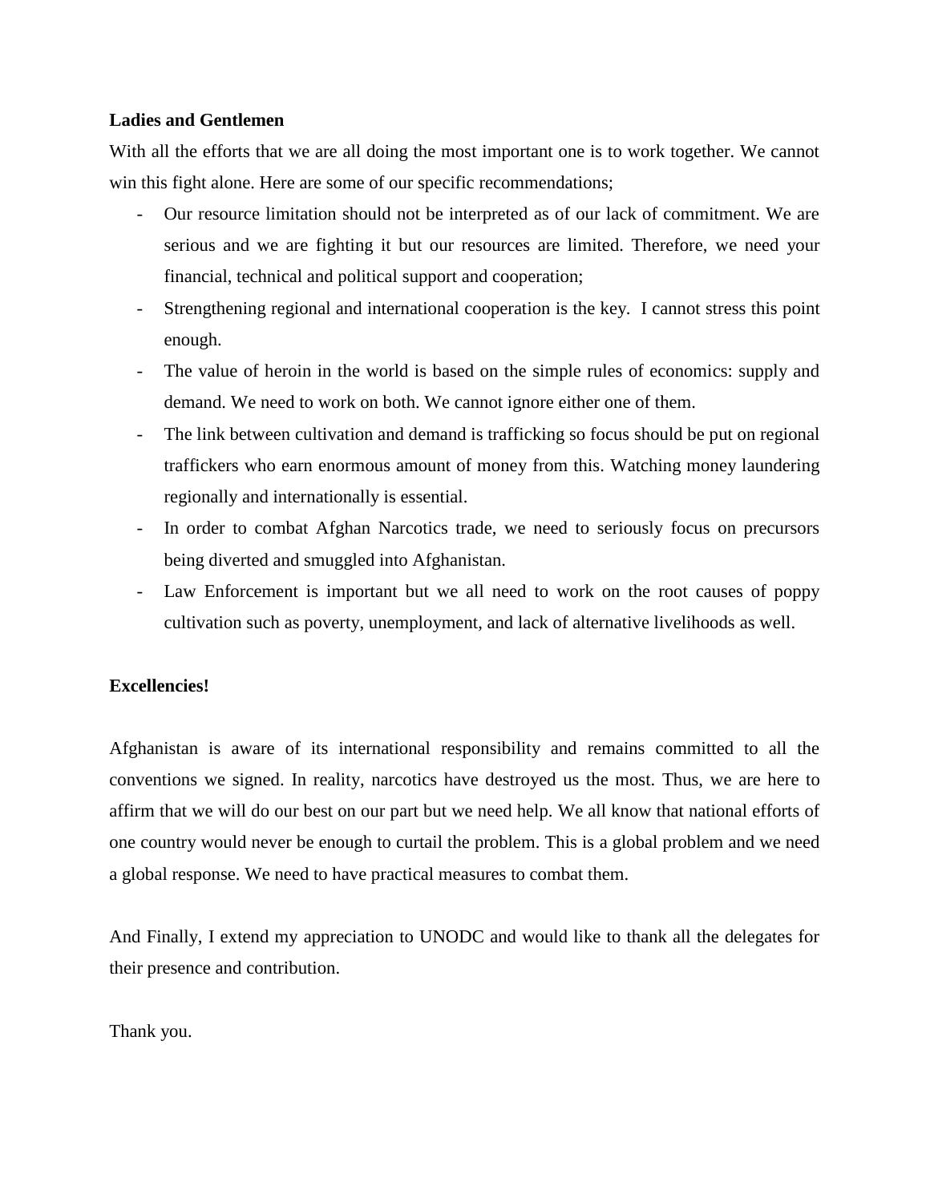**Ladies and Gentlemen**

With all the efforts that we are all doing the most important one is to work together. We cannot win this fight alone. Here are some of our specific recommendations;

- Our resource limitation should not be interpreted as of our lack of commitment. We are serious and we are fighting it but our resources are limited. Therefore, we need your financial, technical and political support and cooperation;
- Strengthening regional and international cooperation is the key. I cannot stress this point enough.
- The value of heroin in the world is based on the simple rules of economics: supply and demand. We need to work on both. We cannot ignore either one of them.
- The link between cultivation and demand is trafficking so focus should be put on regional traffickers who earn enormous amount of money from this. Watching money laundering regionally and internationally is essential.
- In order to combat Afghan Narcotics trade, we need to seriously focus on precursors being diverted and smuggled into Afghanistan.
- Law Enforcement is important but we all need to work on the root causes of poppy cultivation such as poverty, unemployment, and lack of alternative livelihoods as well.

**Excellencies!**

Afghanistan is aware of its international responsibility and remains committed to all the conventions we signed. In reality, narcotics have destroyed us the most. Thus, we are here to affirm that we will do our best on our part but we need help. We all know that national efforts of one country would never be enough to curtail the problem. This is a global problem and we need a global response. We need to have practical measures to combat them.

And Finally, I extend my appreciation to UNODC and would like to thank all the delegates for their presence and contribution.

Thank you.